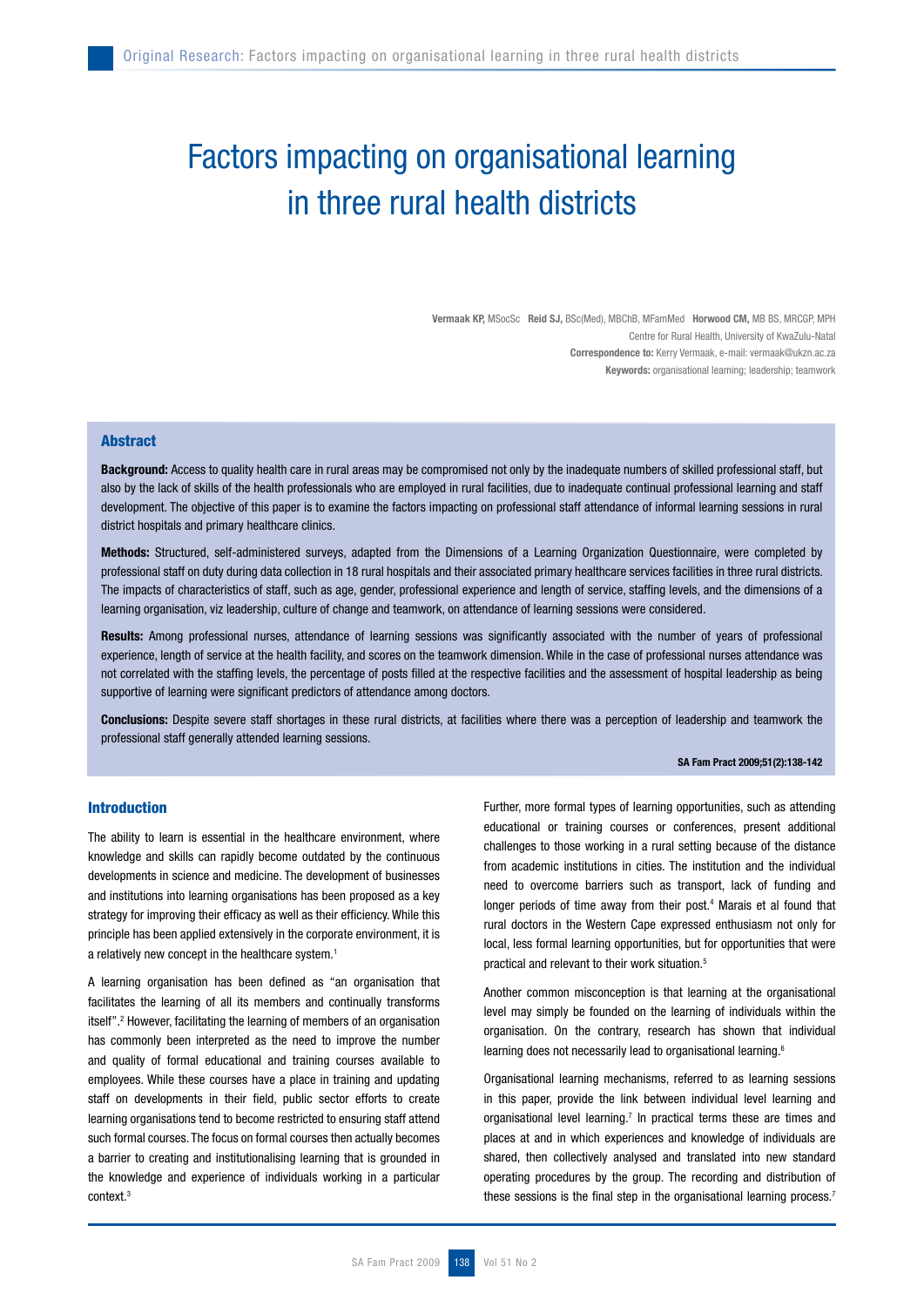# Factors impacting on organisational learning in three rural health districts

**Vermaak KP,** MSocSc **Reid SJ,** BSc(Med), MBChB, MFamMed **Horwood CM,** MB BS, MRCGP, MPH
Centre for Rural Health, University of KwaZulu-Natal
**Correspondence to:** Kerry Vermaak, e-mail: vermaak@ukzn.ac.za
**Keywords:** organisational learning; leadership; teamwork

## Abstract

**Background:** Access to quality health care in rural areas may be compromised not only by the inadequate numbers of skilled professional staff, but also by the lack of skills of the health professionals who are employed in rural facilities, due to inadequate continual professional learning and staff development. The objective of this paper is to examine the factors impacting on professional staff attendance of informal learning sessions in rural district hospitals and primary healthcare clinics.

**Methods:** Structured, self-administered surveys, adapted from the Dimensions of a Learning Organization Questionnaire, were completed by professional staff on duty during data collection in 18 rural hospitals and their associated primary healthcare services facilities in three rural districts. The impacts of characteristics of staff, such as age, gender, professional experience and length of service, staffing levels, and the dimensions of a learning organisation, viz leadership, culture of change and teamwork, on attendance of learning sessions were considered.

**Results:** Among professional nurses, attendance of learning sessions was significantly associated with the number of years of professional experience, length of service at the health facility, and scores on the teamwork dimension. While in the case of professional nurses attendance was not correlated with the staffing levels, the percentage of posts filled at the respective facilities and the assessment of hospital leadership as being supportive of learning were significant predictors of attendance among doctors.

**Conclusions:** Despite severe staff shortages in these rural districts, at facilities where there was a perception of leadership and teamwork the professional staff generally attended learning sessions.

SA Fam Pract 2009;51(2):138-142

## Introduction

The ability to learn is essential in the healthcare environment, where knowledge and skills can rapidly become outdated by the continuous developments in science and medicine. The development of businesses and institutions into learning organisations has been proposed as a key strategy for improving their efficacy as well as their efficiency. While this principle has been applied extensively in the corporate environment, it is a relatively new concept in the healthcare system.[1]

A learning organisation has been defined as "an organisation that facilitates the learning of all its members and continually transforms itself".[2] However, facilitating the learning of members of an organisation has commonly been interpreted as the need to improve the number and quality of formal educational and training courses available to employees. While these courses have a place in training and updating staff on developments in their field, public sector efforts to create learning organisations tend to become restricted to ensuring staff attend such formal courses. The focus on formal courses then actually becomes a barrier to creating and institutionalising learning that is grounded in the knowledge and experience of individuals working in a particular context.[3]

Further, more formal types of learning opportunities, such as attending educational or training courses or conferences, present additional challenges to those working in a rural setting because of the distance from academic institutions in cities. The institution and the individual need to overcome barriers such as transport, lack of funding and longer periods of time away from their post.[4] Marais et al found that rural doctors in the Western Cape expressed enthusiasm not only for local, less formal learning opportunities, but for opportunities that were practical and relevant to their work situation.[5]

Another common misconception is that learning at the organisational level may simply be founded on the learning of individuals within the organisation. On the contrary, research has shown that individual learning does not necessarily lead to organisational learning.[6]

Organisational learning mechanisms, referred to as learning sessions in this paper, provide the link between individual level learning and organisational level learning.[7] In practical terms these are times and places at and in which experiences and knowledge of individuals are shared, then collectively analysed and translated into new standard operating procedures by the group. The recording and distribution of these sessions is the final step in the organisational learning process.[7]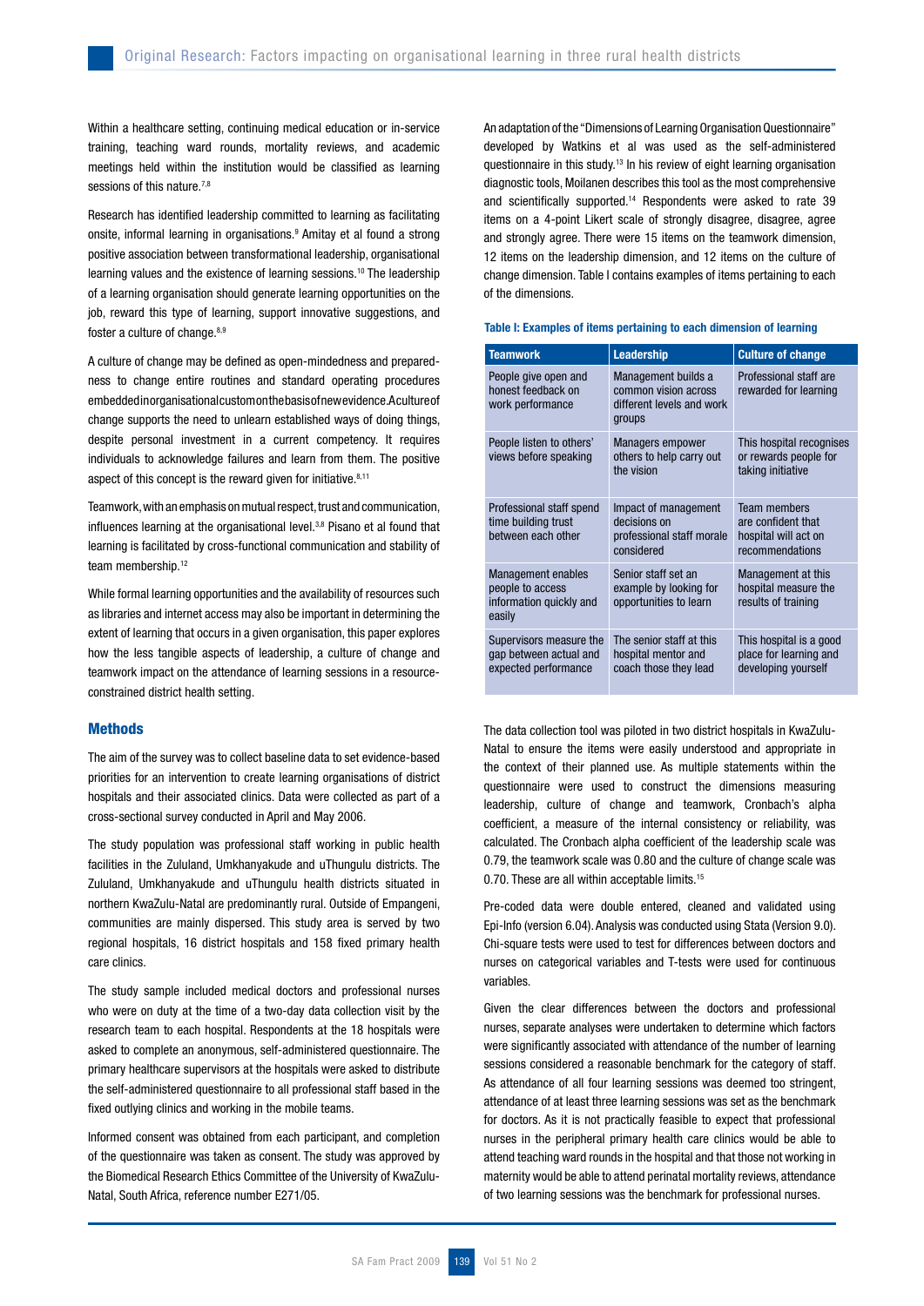Within a healthcare setting, continuing medical education or in-service training, teaching ward rounds, mortality reviews, and academic meetings held within the institution would be classified as learning sessions of this nature.[7,8]

Research has identified leadership committed to learning as facilitating onsite, informal learning in organisations.[9] Amitay et al found a strong positive association between transformational leadership, organisational learning values and the existence of learning sessions.[10] The leadership of a learning organisation should generate learning opportunities on the job, reward this type of learning, support innovative suggestions, and foster a culture of change.[8,9]

A culture of change may be defined as open-mindedness and preparedness to change entire routines and standard operating procedures embedded in organisational custom on the basis of new evidence. A culture of change supports the need to unlearn established ways of doing things, despite personal investment in a current competency. It requires individuals to acknowledge failures and learn from them. The positive aspect of this concept is the reward given for initiative.[8,11]

Teamwork, with an emphasis on mutual respect, trust and communication, influences learning at the organisational level.[3,8] Pisano et al found that learning is facilitated by cross-functional communication and stability of team membership.[12]

While formal learning opportunities and the availability of resources such as libraries and internet access may also be important in determining the extent of learning that occurs in a given organisation, this paper explores how the less tangible aspects of leadership, a culture of change and teamwork impact on the attendance of learning sessions in a resource-constrained district health setting.

## Methods

The aim of the survey was to collect baseline data to set evidence-based priorities for an intervention to create learning organisations of district hospitals and their associated clinics. Data were collected as part of a cross-sectional survey conducted in April and May 2006.

The study population was professional staff working in public health facilities in the Zululand, Umkhanyakude and uThungulu districts. The Zululand, Umkhanyakude and uThungulu health districts situated in northern KwaZulu-Natal are predominantly rural. Outside of Empangeni, communities are mainly dispersed. This study area is served by two regional hospitals, 16 district hospitals and 158 fixed primary health care clinics.

The study sample included medical doctors and professional nurses who were on duty at the time of a two-day data collection visit by the research team to each hospital. Respondents at the 18 hospitals were asked to complete an anonymous, self-administered questionnaire. The primary healthcare supervisors at the hospitals were asked to distribute the self-administered questionnaire to all professional staff based in the fixed outlying clinics and working in the mobile teams.

Informed consent was obtained from each participant, and completion of the questionnaire was taken as consent. The study was approved by the Biomedical Research Ethics Committee of the University of KwaZulu-Natal, South Africa, reference number E271/05.

An adaptation of the "Dimensions of Learning Organisation Questionnaire" developed by Watkins et al was used as the self-administered questionnaire in this study.[13] In his review of eight learning organisation diagnostic tools, Moilanen describes this tool as the most comprehensive and scientifically supported.[14] Respondents were asked to rate 39 items on a 4-point Likert scale of strongly disagree, disagree, agree and strongly agree. There were 15 items on the teamwork dimension, 12 items on the leadership dimension, and 12 items on the culture of change dimension. Table I contains examples of items pertaining to each of the dimensions.

**Table I: Examples of items pertaining to each dimension of learning**

| Teamwork | Leadership | Culture of change |
|---|---|---|
| People give open and honest feedback on work performance | Management builds a common vision across different levels and work groups | Professional staff are rewarded for learning |
| People listen to others' views before speaking | Managers empower others to help carry out the vision | This hospital recognises or rewards people for taking initiative |
| Professional staff spend time building trust between each other | Impact of management decisions on professional staff morale considered | Team members are confident that hospital will act on recommendations |
| Management enables people to access information quickly and easily | Senior staff set an example by looking for opportunities to learn | Management at this hospital measure the results of training |
| Supervisors measure the gap between actual and expected performance | The senior staff at this hospital mentor and coach those they lead | This hospital is a good place for learning and developing yourself |

The data collection tool was piloted in two district hospitals in KwaZulu-Natal to ensure the items were easily understood and appropriate in the context of their planned use. As multiple statements within the questionnaire were used to construct the dimensions measuring leadership, culture of change and teamwork, Cronbach's alpha coefficient, a measure of the internal consistency or reliability, was calculated. The Cronbach alpha coefficient of the leadership scale was 0.79, the teamwork scale was 0.80 and the culture of change scale was 0.70. These are all within acceptable limits.[15]

Pre-coded data were double entered, cleaned and validated using Epi-Info (version 6.04). Analysis was conducted using Stata (Version 9.0). Chi-square tests were used to test for differences between doctors and nurses on categorical variables and T-tests were used for continuous variables.

Given the clear differences between the doctors and professional nurses, separate analyses were undertaken to determine which factors were significantly associated with attendance of the number of learning sessions considered a reasonable benchmark for the category of staff. As attendance of all four learning sessions was deemed too stringent, attendance of at least three learning sessions was set as the benchmark for doctors. As it is not practically feasible to expect that professional nurses in the peripheral primary health care clinics would be able to attend teaching ward rounds in the hospital and that those not working in maternity would be able to attend perinatal mortality reviews, attendance of two learning sessions was the benchmark for professional nurses.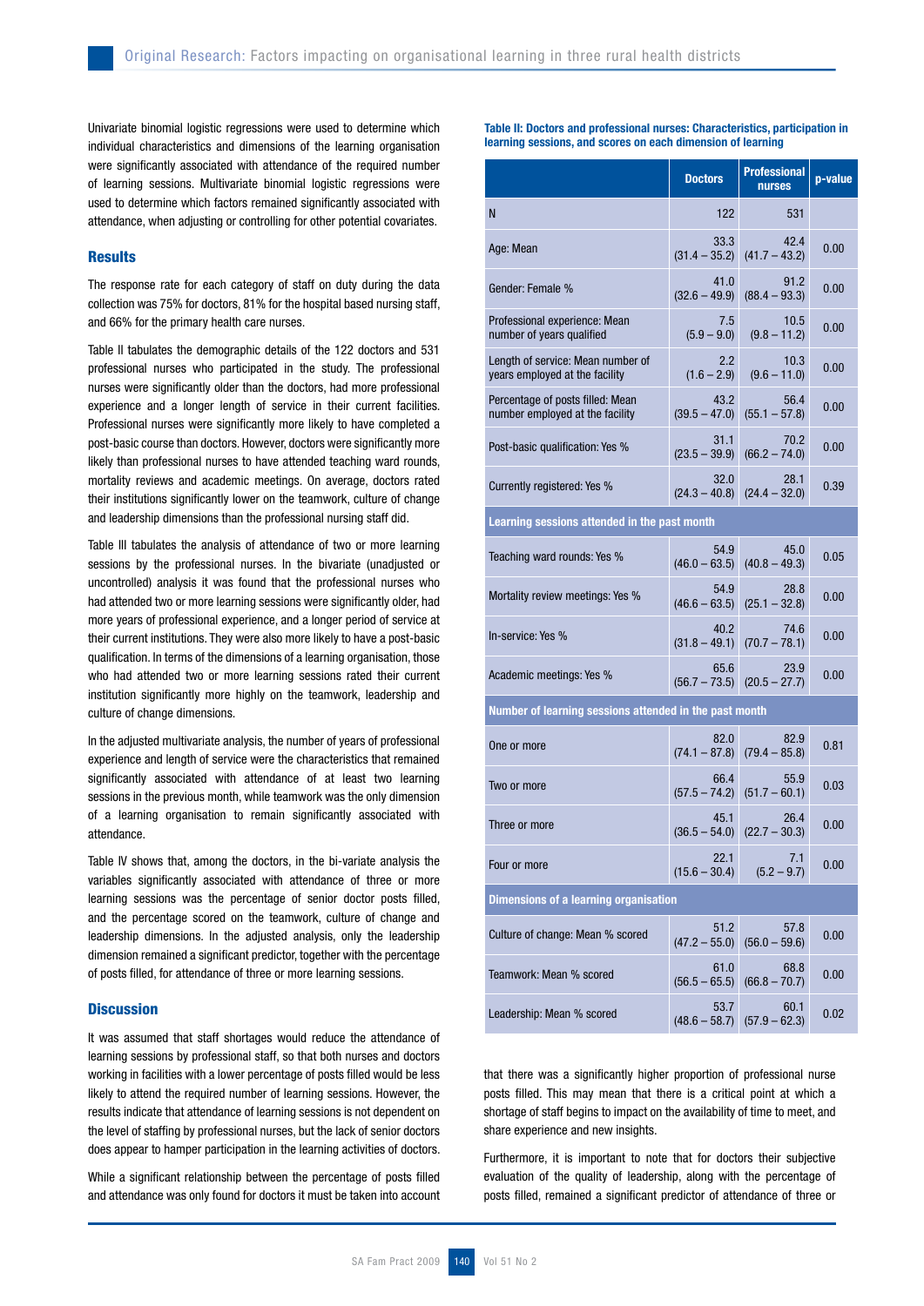Univariate binomial logistic regressions were used to determine which individual characteristics and dimensions of the learning organisation were significantly associated with attendance of the required number of learning sessions. Multivariate binomial logistic regressions were used to determine which factors remained significantly associated with attendance, when adjusting or controlling for other potential covariates.

## Results

The response rate for each category of staff on duty during the data collection was 75% for doctors, 81% for the hospital based nursing staff, and 66% for the primary health care nurses.

Table II tabulates the demographic details of the 122 doctors and 531 professional nurses who participated in the study. The professional nurses were significantly older than the doctors, had more professional experience and a longer length of service in their current facilities. Professional nurses were significantly more likely to have completed a post-basic course than doctors. However, doctors were significantly more likely than professional nurses to have attended teaching ward rounds, mortality reviews and academic meetings. On average, doctors rated their institutions significantly lower on the teamwork, culture of change and leadership dimensions than the professional nursing staff did.

Table III tabulates the analysis of attendance of two or more learning sessions by the professional nurses. In the bivariate (unadjusted or uncontrolled) analysis it was found that the professional nurses who had attended two or more learning sessions were significantly older, had more years of professional experience, and a longer period of service at their current institutions. They were also more likely to have a post-basic qualification. In terms of the dimensions of a learning organisation, those who had attended two or more learning sessions rated their current institution significantly more highly on the teamwork, leadership and culture of change dimensions.

In the adjusted multivariate analysis, the number of years of professional experience and length of service were the characteristics that remained significantly associated with attendance of at least two learning sessions in the previous month, while teamwork was the only dimension of a learning organisation to remain significantly associated with attendance.

Table IV shows that, among the doctors, in the bi-variate analysis the variables significantly associated with attendance of three or more learning sessions was the percentage of senior doctor posts filled, and the percentage scored on the teamwork, culture of change and leadership dimensions. In the adjusted analysis, only the leadership dimension remained a significant predictor, together with the percentage of posts filled, for attendance of three or more learning sessions.

**Table II: Doctors and professional nurses: Characteristics, participation in learning sessions, and scores on each dimension of learning**

| | Doctors | Professional nurses | p-value |
|---|---|---|---|
| N | 122 | 531 | |
| Age: Mean | 33.3 (31.4 – 35.2) | 42.4 (41.7 – 43.2) | 0.00 |
| Gender: Female % | 41.0 (32.6 – 49.9) | 91.2 (88.4 – 93.3) | 0.00 |
| Professional experience: Mean number of years qualified | 7.5 (5.9 – 9.0) | 10.5 (9.8 – 11.2) | 0.00 |
| Length of service: Mean number of years employed at the facility | 2.2 (1.6 – 2.9) | 10.3 (9.6 – 11.0) | 0.00 |
| Percentage of posts filled: Mean number employed at the facility | 43.2 (39.5 – 47.0) | 56.4 (55.1 – 57.8) | 0.00 |
| Post-basic qualification: Yes % | 31.1 (23.5 – 39.9) | 70.2 (66.2 – 74.0) | 0.00 |
| Currently registered: Yes % | 32.0 (24.3 – 40.8) | 28.1 (24.4 – 32.0) | 0.39 |
| **Learning sessions attended in the past month** | | | |
| Teaching ward rounds: Yes % | 54.9 (46.0 – 63.5) | 45.0 (40.8 – 49.3) | 0.05 |
| Mortality review meetings: Yes % | 54.9 (46.6 – 63.5) | 28.8 (25.1 – 32.8) | 0.00 |
| In-service: Yes % | 40.2 (31.8 – 49.1) | 74.6 (70.7 – 78.1) | 0.00 |
| Academic meetings: Yes % | 65.6 (56.7 – 73.5) | 23.9 (20.5 – 27.7) | 0.00 |
| **Number of learning sessions attended in the past month** | | | |
| One or more | 82.0 (74.1 – 87.8) | 82.9 (79.4 – 85.8) | 0.81 |
| Two or more | 66.4 (57.5 – 74.2) | 55.9 (51.7 – 60.1) | 0.03 |
| Three or more | 45.1 (36.5 – 54.0) | 26.4 (22.7 – 30.3) | 0.00 |
| Four or more | 22.1 (15.6 – 30.4) | 7.1 (5.2 – 9.7) | 0.00 |
| **Dimensions of a learning organisation** | | | |
| Culture of change: Mean % scored | 51.2 (47.2 – 55.0) | 57.8 (56.0 – 59.6) | 0.00 |
| Teamwork: Mean % scored | 61.0 (56.5 – 65.5) | 68.8 (66.8 – 70.7) | 0.00 |
| Leadership: Mean % scored | 53.7 (48.6 – 58.7) | 60.1 (57.9 – 62.3) | 0.02 |

## Discussion

It was assumed that staff shortages would reduce the attendance of learning sessions by professional staff, so that both nurses and doctors working in facilities with a lower percentage of posts filled would be less likely to attend the required number of learning sessions. However, the results indicate that attendance of learning sessions is not dependent on the level of staffing by professional nurses, but the lack of senior doctors does appear to hamper participation in the learning activities of doctors.

While a significant relationship between the percentage of posts filled and attendance was only found for doctors it must be taken into account that there was a significantly higher proportion of professional nurse posts filled. This may mean that there is a critical point at which a shortage of staff begins to impact on the availability of time to meet, and share experience and new insights.

Furthermore, it is important to note that for doctors their subjective evaluation of the quality of leadership, along with the percentage of posts filled, remained a significant predictor of attendance of three or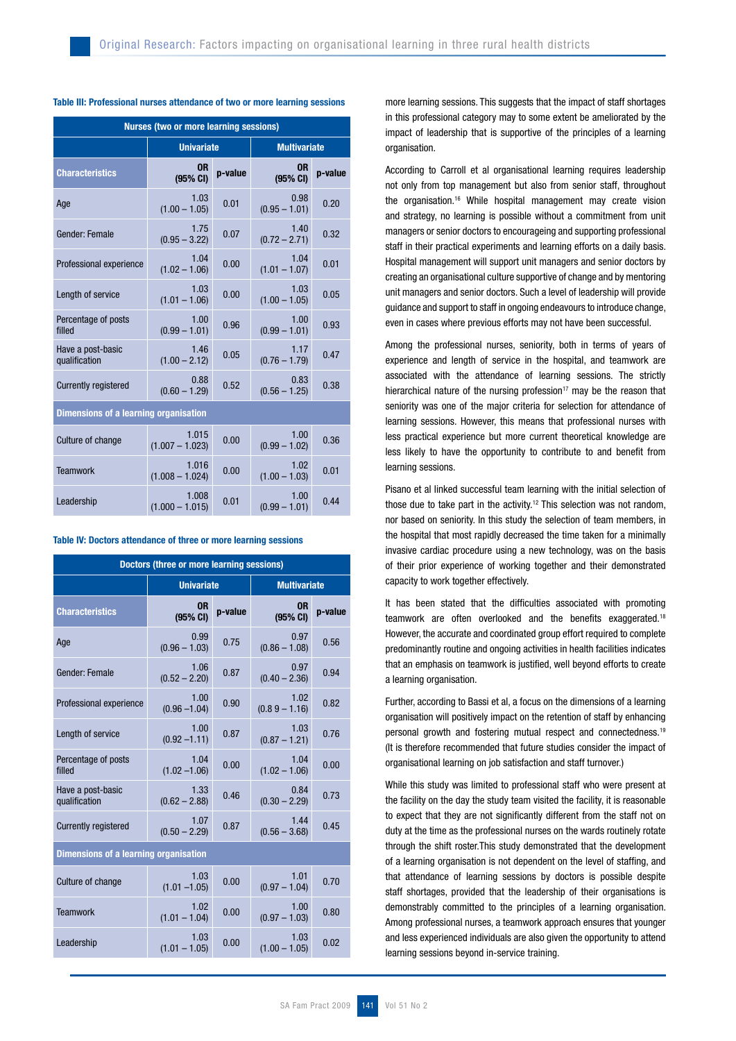**Table III: Professional nurses attendance of two or more learning sessions**

| Nurses (two or more learning sessions) | | | | |
|---|---|---|---|---|
| | Univariate | | Multivariate | |
| **Characteristics** | **OR (95% CI)** | **p-value** | **OR (95% CI)** | **p-value** |
| Age | 1.03 (1.00 – 1.05) | 0.01 | 0.98 (0.95 – 1.01) | 0.20 |
| Gender: Female | 1.75 (0.95 – 3.22) | 0.07 | 1.40 (0.72 – 2.71) | 0.32 |
| Professional experience | 1.04 (1.02 – 1.06) | 0.00 | 1.04 (1.01 – 1.07) | 0.01 |
| Length of service | 1.03 (1.01 – 1.06) | 0.00 | 1.03 (1.00 – 1.05) | 0.05 |
| Percentage of posts filled | 1.00 (0.99 – 1.01) | 0.96 | 1.00 (0.99 – 1.01) | 0.93 |
| Have a post-basic qualification | 1.46 (1.00 – 2.12) | 0.05 | 1.17 (0.76 – 1.79) | 0.47 |
| Currently registered | 0.88 (0.60 – 1.29) | 0.52 | 0.83 (0.56 – 1.25) | 0.38 |
| **Dimensions of a learning organisation** | | | | |
| Culture of change | 1.015 (1.007 – 1.023) | 0.00 | 1.00 (0.99 – 1.02) | 0.36 |
| Teamwork | 1.016 (1.008 – 1.024) | 0.00 | 1.02 (1.00 – 1.03) | 0.01 |
| Leadership | 1.008 (1.000 – 1.015) | 0.01 | 1.00 (0.99 – 1.01) | 0.44 |

**Table IV: Doctors attendance of three or more learning sessions**

| Doctors (three or more learning sessions) | | | | |
|---|---|---|---|---|
| | Univariate | | Multivariate | |
| **Characteristics** | **OR (95% CI)** | **p-value** | **OR (95% CI)** | **p-value** |
| Age | 0.99 (0.96 – 1.03) | 0.75 | 0.97 (0.86 – 1.08) | 0.56 |
| Gender: Female | 1.06 (0.52 – 2.20) | 0.87 | 0.97 (0.40 – 2.36) | 0.94 |
| Professional experience | 1.00 (0.96 –1.04) | 0.90 | 1.02 (0.8 9 – 1.16) | 0.82 |
| Length of service | 1.00 (0.92 –1.11) | 0.87 | 1.03 (0.87 – 1.21) | 0.76 |
| Percentage of posts filled | 1.04 (1.02 –1.06) | 0.00 | 1.04 (1.02 – 1.06) | 0.00 |
| Have a post-basic qualification | 1.33 (0.62 – 2.88) | 0.46 | 0.84 (0.30 – 2.29) | 0.73 |
| Currently registered | 1.07 (0.50 – 2.29) | 0.87 | 1.44 (0.56 – 3.68) | 0.45 |
| **Dimensions of a learning organisation** | | | | |
| Culture of change | 1.03 (1.01 –1.05) | 0.00 | 1.01 (0.97 – 1.04) | 0.70 |
| Teamwork | 1.02 (1.01 – 1.04) | 0.00 | 1.00 (0.97 – 1.03) | 0.80 |
| Leadership | 1.03 (1.01 – 1.05) | 0.00 | 1.03 (1.00 – 1.05) | 0.02 |

more learning sessions. This suggests that the impact of staff shortages in this professional category may to some extent be ameliorated by the impact of leadership that is supportive of the principles of a learning organisation.

According to Carroll et al organisational learning requires leadership not only from top management but also from senior staff, throughout the organisation.[16] While hospital management may create vision and strategy, no learning is possible without a commitment from unit managers or senior doctors to encourageing and supporting professional staff in their practical experiments and learning efforts on a daily basis. Hospital management will support unit managers and senior doctors by creating an organisational culture supportive of change and by mentoring unit managers and senior doctors. Such a level of leadership will provide guidance and support to staff in ongoing endeavours to introduce change, even in cases where previous efforts may not have been successful.

Among the professional nurses, seniority, both in terms of years of experience and length of service in the hospital, and teamwork are associated with the attendance of learning sessions. The strictly hierarchical nature of the nursing profession[17] may be the reason that seniority was one of the major criteria for selection for attendance of learning sessions. However, this means that professional nurses with less practical experience but more current theoretical knowledge are less likely to have the opportunity to contribute to and benefit from learning sessions.

Pisano et al linked successful team learning with the initial selection of those due to take part in the activity.[12] This selection was not random, nor based on seniority. In this study the selection of team members, in the hospital that most rapidly decreased the time taken for a minimally invasive cardiac procedure using a new technology, was on the basis of their prior experience of working together and their demonstrated capacity to work together effectively.

It has been stated that the difficulties associated with promoting teamwork are often overlooked and the benefits exaggerated.[18] However, the accurate and coordinated group effort required to complete predominantly routine and ongoing activities in health facilities indicates that an emphasis on teamwork is justified, well beyond efforts to create a learning organisation.

Further, according to Bassi et al, a focus on the dimensions of a learning organisation will positively impact on the retention of staff by enhancing personal growth and fostering mutual respect and connectedness.[19] (It is therefore recommended that future studies consider the impact of organisational learning on job satisfaction and staff turnover.)

While this study was limited to professional staff who were present at the facility on the day the study team visited the facility, it is reasonable to expect that they are not significantly different from the staff not on duty at the time as the professional nurses on the wards routinely rotate through the shift roster.This study demonstrated that the development of a learning organisation is not dependent on the level of staffing, and that attendance of learning sessions by doctors is possible despite staff shortages, provided that the leadership of their organisations is demonstrably committed to the principles of a learning organisation. Among professional nurses, a teamwork approach ensures that younger and less experienced individuals are also given the opportunity to attend learning sessions beyond in-service training.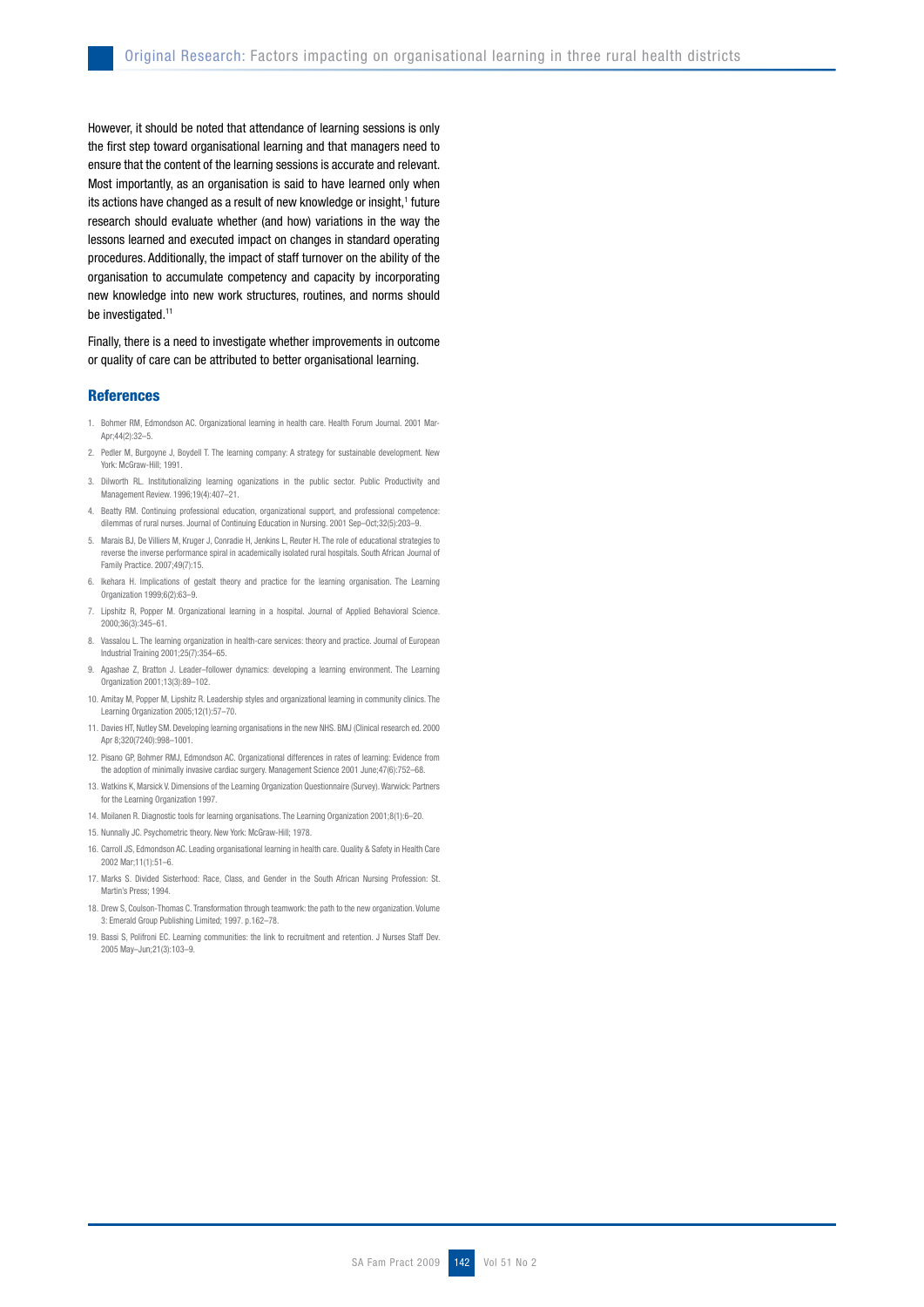However, it should be noted that attendance of learning sessions is only the first step toward organisational learning and that managers need to ensure that the content of the learning sessions is accurate and relevant. Most importantly, as an organisation is said to have learned only when its actions have changed as a result of new knowledge or insight,[1] future research should evaluate whether (and how) variations in the way the lessons learned and executed impact on changes in standard operating procedures. Additionally, the impact of staff turnover on the ability of the organisation to accumulate competency and capacity by incorporating new knowledge into new work structures, routines, and norms should be investigated.[11]

Finally, there is a need to investigate whether improvements in outcome or quality of care can be attributed to better organisational learning.

## References

1. Bohmer RM, Edmondson AC. Organizational learning in health care. Health Forum Journal. 2001 Mar-Apr;44(2):32–5.
2. Pedler M, Burgoyne J, Boydell T. The learning company: A strategy for sustainable development. New York: McGraw-Hill; 1991.
3. Dilworth RL. Institutionalizing learning organizations in the public sector. Public Productivity and Management Review. 1996;19(4):407–21.
4. Beatty RM. Continuing professional education, organizational support, and professional competence: dilemmas of rural nurses. Journal of Continuing Education in Nursing. 2001 Sep–Oct;32(5):203–9.
5. Marais BJ, De Villiers M, Kruger J, Conradie H, Jenkins L, Reuter H. The role of educational strategies to reverse the inverse performance spiral in academically isolated rural hospitals. South African Journal of Family Practice. 2007;49(7):15.
6. Ikehara H. Implications of gestalt theory and practice for the learning organisation. The Learning Organization 1999;6(2):63–9.
7. Lipshitz R, Popper M. Organizational learning in a hospital. Journal of Applied Behavioral Science. 2000;36(3):345–61.
8. Vassalou L. The learning organization in health-care services: theory and practice. Journal of European Industrial Training 2001;25(7):354–65.
9. Agashae Z, Bratton J. Leader–follower dynamics: developing a learning environment. The Learning Organization 2001;13(3):89–102.
10. Amitay M, Popper M, Lipshitz R. Leadership styles and organizational learning in community clinics. The Learning Organization 2005;12(1):57–70.
11. Davies HT, Nutley SM. Developing learning organisations in the new NHS. BMJ (Clinical research ed. 2000 Apr 8;320(7240):998–1001.
12. Pisano GP, Bohmer RMJ, Edmondson AC. Organizational differences in rates of learning: Evidence from the adoption of minimally invasive cardiac surgery. Management Science 2001 June;47(6):752–68.
13. Watkins K, Marsick V. Dimensions of the Learning Organization Questionnaire (Survey). Warwick: Partners for the Learning Organization 1997.
14. Moilanen R. Diagnostic tools for learning organisations. The Learning Organization 2001;8(1):6–20.
15. Nunnally JC. Psychometric theory. New York: McGraw-Hill; 1978.
16. Carroll JS, Edmondson AC. Leading organisational learning in health care. Quality & Safety in Health Care 2002 Mar;11(1):51–6.
17. Marks S. Divided Sisterhood: Race, Class, and Gender in the South African Nursing Profession: St. Martin's Press; 1994.
18. Drew S, Coulson-Thomas C. Transformation through teamwork: the path to the new organization. Volume 3: Emerald Group Publishing Limited; 1997. p.162–78.
19. Bassi S, Polifroni EC. Learning communities: the link to recruitment and retention. J Nurses Staff Dev. 2005 May–Jun;21(3):103–9.